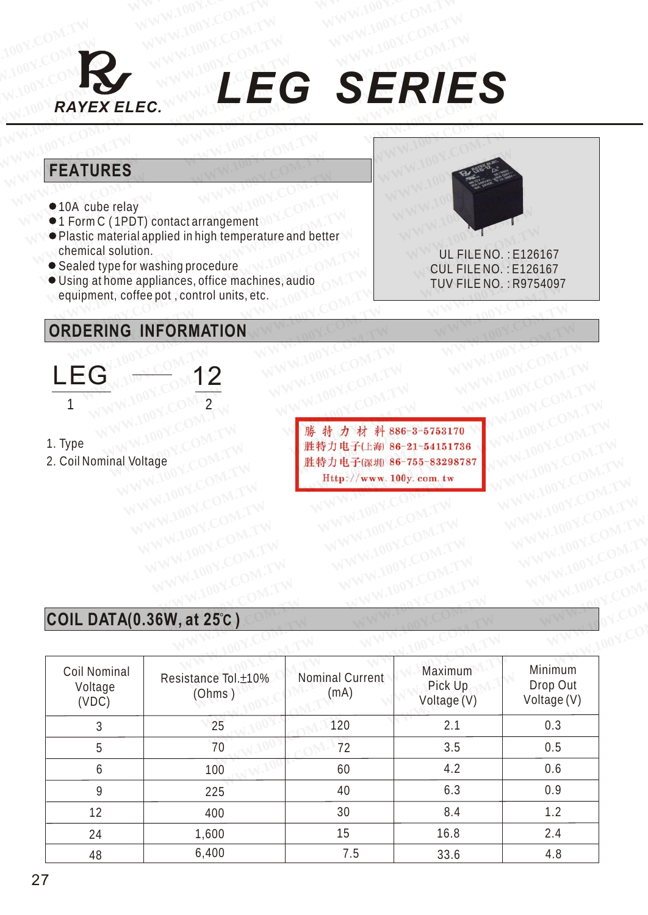RAYEX ELEC.

# LEG SERIES

## FEATURES

- 10A cube relay
- 1 Form C ( 1PDT) contact arrangement
- Plastic material applied in high temperature and better chemical solution.
- Sealed type for washing procedure
- Using at home appliances, office machines, audio equipment, coffee pot , control units, etc.

UL FILE NO. : E126167
CUL FILE NO. : E126167
TUV FILE NO. : R9754097

## ORDERING INFORMATION

LEG — 12

1 &nbsp;&nbsp;&nbsp;&nbsp;&nbsp; 2

1. Type
2. Coil Nominal Voltage

勝特力材料 886-3-5753170
胜特力电子(上海) 86-21-54151736
胜特力电子(深圳) 86-755-83298787
Http://www.100y.com.tw

## COIL DATA(0.36W, at 25℃)

| Coil Nominal Voltage (VDC) | Resistance Tol.±10% (Ohms ) | Nominal Current (mA) | Maximum Pick Up Voltage (V) | Minimum Drop Out Voltage (V) |
|---|---|---|---|---|
| 3 | 25 | 120 | 2.1 | 0.3 |
| 5 | 70 | 72 | 3.5 | 0.5 |
| 6 | 100 | 60 | 4.2 | 0.6 |
| 9 | 225 | 40 | 6.3 | 0.9 |
| 12 | 400 | 30 | 8.4 | 1.2 |
| 24 | 1,600 | 15 | 16.8 | 2.4 |
| 48 | 6,400 | 7.5 | 33.6 | 4.8 |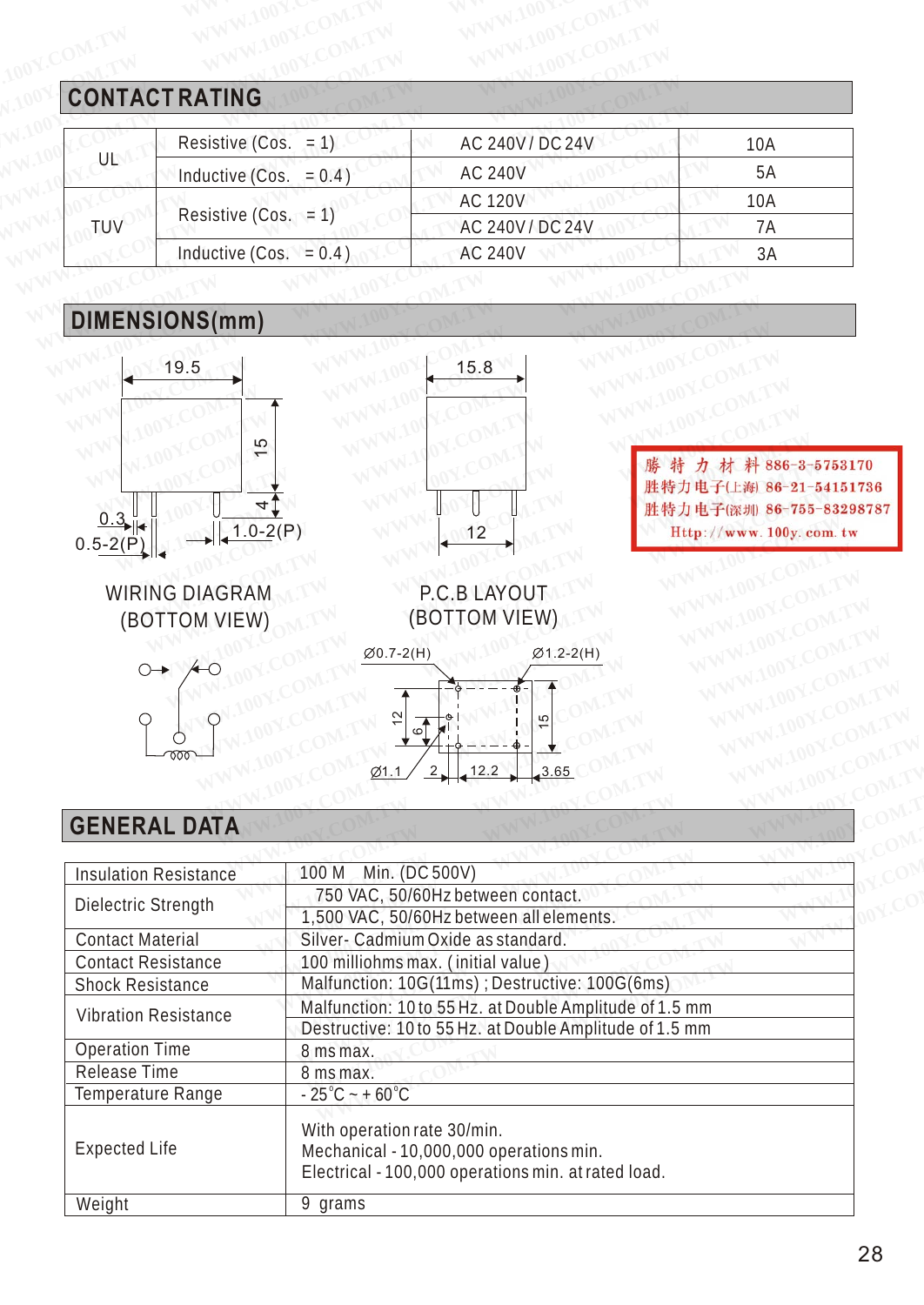## CONTACT RATING

| | | | |
|---|---|---|---|
| UL | Resistive (Cos. = 1) | AC 240V / DC 24V | 10A |
| | Inductive (Cos. = 0.4) | AC 240V | 5A |
| TUV | Resistive (Cos. = 1) | AC 120V | 10A |
| | | AC 240V / DC 24V | 7A |
| | Inductive (Cos. = 0.4) | AC 240V | 3A |

## DIMENSIONS(mm)

19.5
15
4
0.3
0.5-2(P)
1.0-2(P)
15.8
12

勝 特 力 材 料 886-3-5753170
胜特力电子(上海) 86-21-54151736
胜特力电子(深圳) 86-755-83298787
Http://www.100y.com.tw

WIRING DIAGRAM
(BOTTOM VIEW)

P.C.B LAYOUT
(BOTTOM VIEW)

Ø0.7-2(H)
Ø1.2-2(H)
12
6
15
Ø1.1
2
12.2
3.65

## GENERAL DATA

| | |
|---|---|
| Insulation Resistance | 100 M Min. (DC 500V) |
| Dielectric Strength | 750 VAC, 50/60Hz between contact. |
| | 1,500 VAC, 50/60Hz between all elements. |
| Contact Material | Silver- Cadmium Oxide as standard. |
| Contact Resistance | 100 milliohms max. ( initial value ) |
| Shock Resistance | Malfunction: 10G(11ms) ; Destructive: 100G(6ms) |
| Vibration Resistance | Malfunction: 10 to 55 Hz. at Double Amplitude of 1.5 mm |
| | Destructive: 10 to 55 Hz. at Double Amplitude of 1.5 mm |
| Operation Time | 8 ms max. |
| Release Time | 8 ms max. |
| Temperature Range | - 25°C ~ + 60°C |
| Expected Life | With operation rate 30/min.<br>Mechanical - 10,000,000 operations min.<br>Electrical - 100,000 operations min. at rated load. |
| Weight | 9 grams |